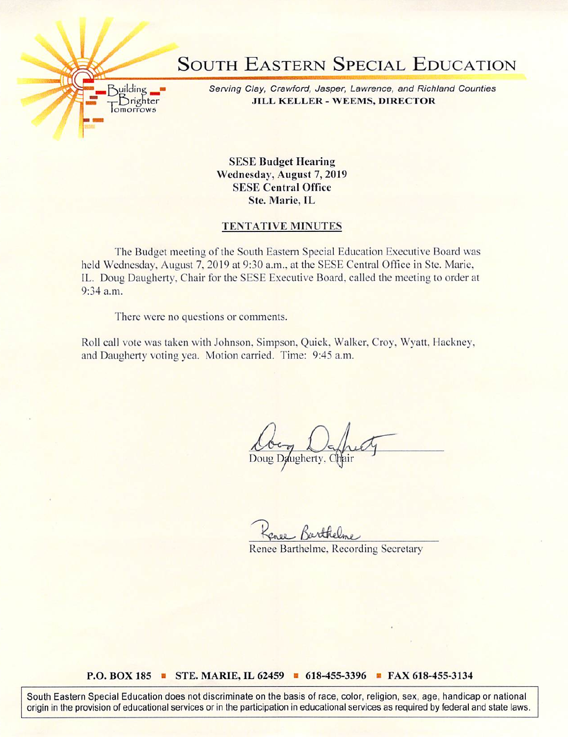# SOUTH EASTERN SPECIAL EDUCATION

Building Brighter Tomorrows

*Serving Clay, Crawford, Jasper, Lawrence, and Richland Counties*

**JILL KELLER - WEEMS, DIRECTOR**

**SESE Budget Hearing**
**Wednesday, August 7, 2019**
**SESE Central Office**
**Ste. Marie, IL**

## TENTATIVE MINUTES

The Budget meeting of the South Eastern Special Education Executive Board was held Wednesday, August 7, 2019 at 9:30 a.m., at the SESE Central Office in Ste. Marie, IL. Doug Daugherty, Chair for the SESE Executive Board, called the meeting to order at 9:34 a.m.

There were no questions or comments.

Roll call vote was taken with Johnson, Simpson, Quick, Walker, Croy, Wyatt, Hackney, and Daugherty voting yea. Motion carried. Time: 9:45 a.m.

Doug Daugherty, Chair

Renee Barthelme, Recording Secretary

**P.O. BOX 185 ▪ STE. MARIE, IL 62459 ▪ 618-455-3396 ▪ FAX 618-455-3134**

South Eastern Special Education does not discriminate on the basis of race, color, religion, sex, age, handicap or national origin in the provision of educational services or in the participation in educational services as required by federal and state laws.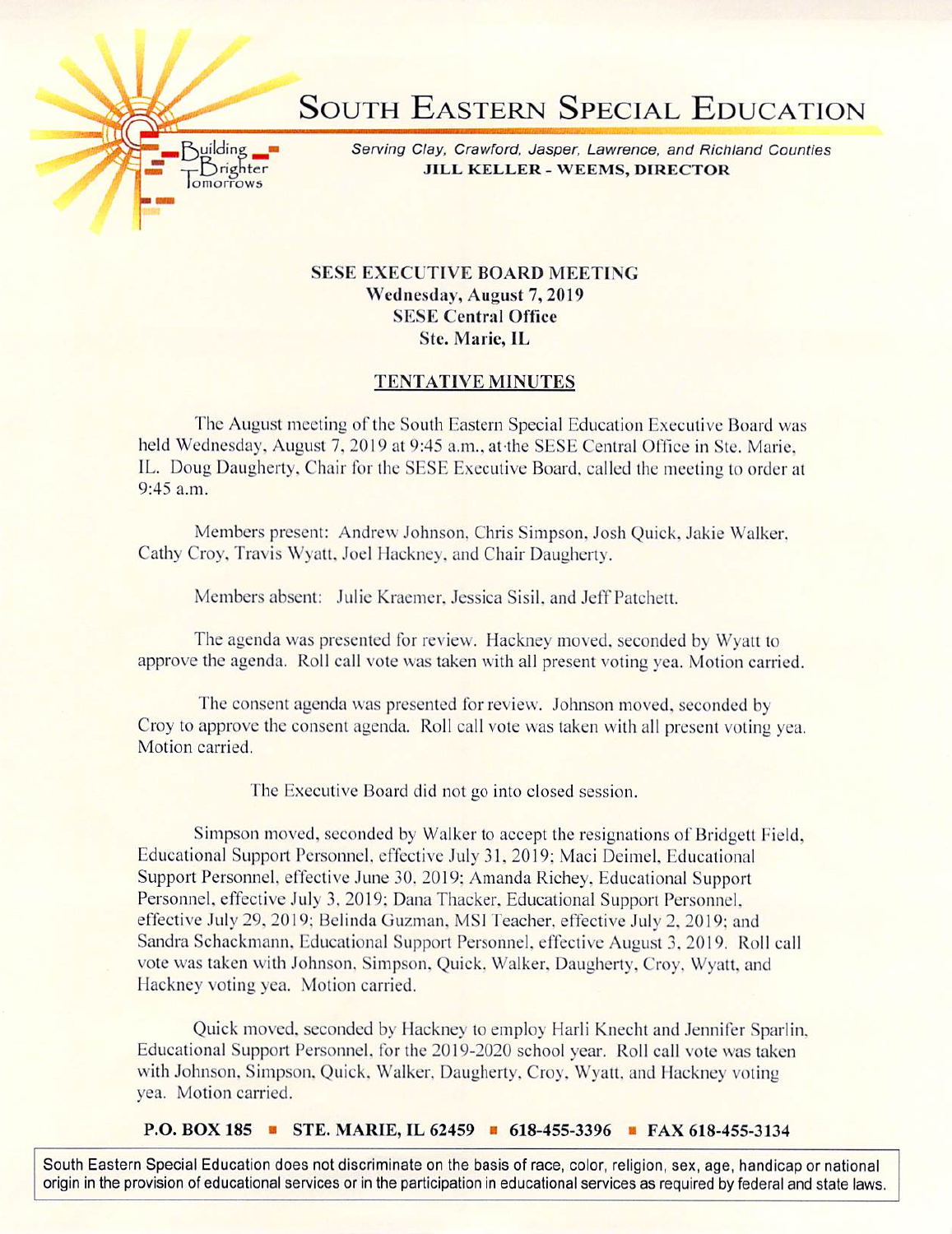# South Eastern Special Education

*Serving Clay, Crawford, Jasper, Lawrence, and Richland Counties*

**JILL KELLER - WEEMS, DIRECTOR**

**SESE EXECUTIVE BOARD MEETING**
**Wednesday, August 7, 2019**
**SESE Central Office**
**Ste. Marie, IL**

**TENTATIVE MINUTES**

The August meeting of the South Eastern Special Education Executive Board was held Wednesday, August 7, 2019 at 9:45 a.m., at the SESE Central Office in Ste. Marie, IL. Doug Daugherty, Chair for the SESE Executive Board, called the meeting to order at 9:45 a.m.

Members present: Andrew Johnson, Chris Simpson, Josh Quick, Jakie Walker, Cathy Croy, Travis Wyatt, Joel Hackney, and Chair Daugherty.

Members absent: Julie Kraemer, Jessica Sisil, and Jeff Patchett.

The agenda was presented for review. Hackney moved, seconded by Wyatt to approve the agenda. Roll call vote was taken with all present voting yea. Motion carried.

The consent agenda was presented for review. Johnson moved, seconded by Croy to approve the consent agenda. Roll call vote was taken with all present voting yea. Motion carried.

The Executive Board did not go into closed session.

Simpson moved, seconded by Walker to accept the resignations of Bridgett Field, Educational Support Personnel, effective July 31, 2019; Maci Deimel, Educational Support Personnel, effective June 30, 2019; Amanda Richey, Educational Support Personnel, effective July 3, 2019; Dana Thacker, Educational Support Personnel, effective July 29, 2019; Belinda Guzman, MSI Teacher, effective July 2, 2019; and Sandra Schackmann, Educational Support Personnel, effective August 3, 2019. Roll call vote was taken with Johnson, Simpson, Quick, Walker, Daugherty, Croy, Wyatt, and Hackney voting yea. Motion carried.

Quick moved, seconded by Hackney to employ Harli Knecht and Jennifer Sparlin, Educational Support Personnel, for the 2019-2020 school year. Roll call vote was taken with Johnson, Simpson, Quick, Walker, Daugherty, Croy, Wyatt, and Hackney voting yea. Motion carried.

**P.O. BOX 185 ▪ STE. MARIE, IL 62459 ▪ 618-455-3396 ▪ FAX 618-455-3134**

South Eastern Special Education does not discriminate on the basis of race, color, religion, sex, age, handicap or national origin in the provision of educational services or in the participation in educational services as required by federal and state laws.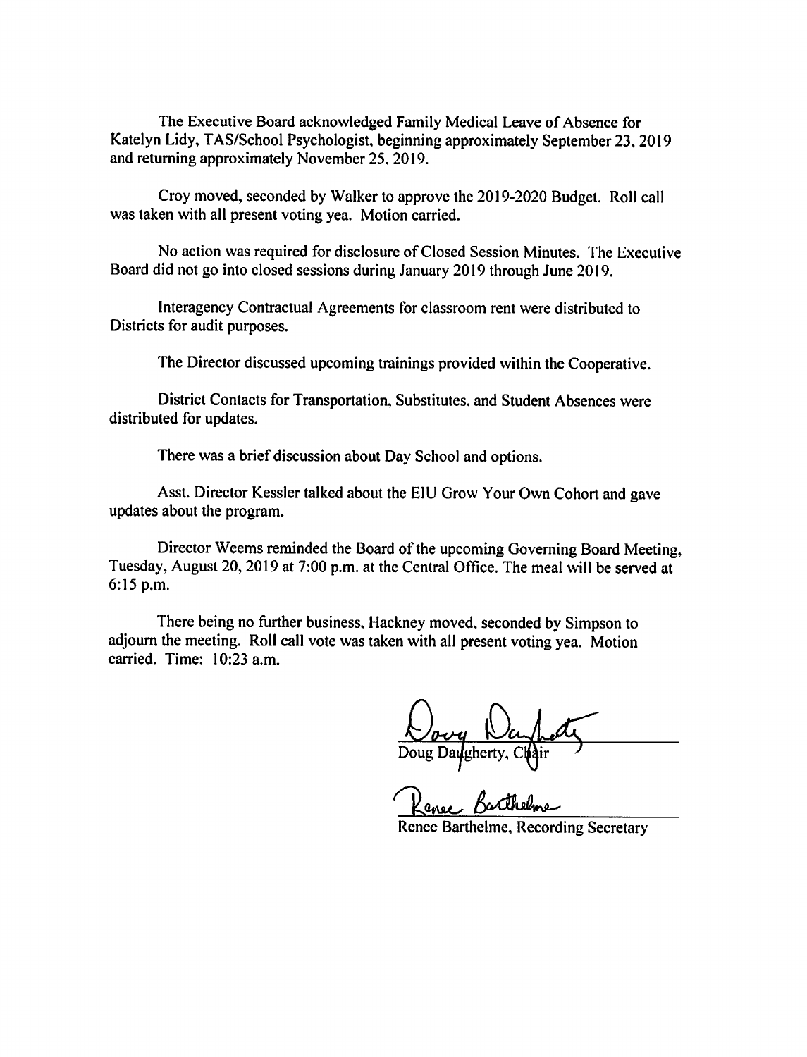The Executive Board acknowledged Family Medical Leave of Absence for Katelyn Lidy, TAS/School Psychologist, beginning approximately September 23, 2019 and returning approximately November 25, 2019.

Croy moved, seconded by Walker to approve the 2019-2020 Budget. Roll call was taken with all present voting yea. Motion carried.

No action was required for disclosure of Closed Session Minutes. The Executive Board did not go into closed sessions during January 2019 through June 2019.

Interagency Contractual Agreements for classroom rent were distributed to Districts for audit purposes.

The Director discussed upcoming trainings provided within the Cooperative.

District Contacts for Transportation, Substitutes, and Student Absences were distributed for updates.

There was a brief discussion about Day School and options.

Asst. Director Kessler talked about the EIU Grow Your Own Cohort and gave updates about the program.

Director Weems reminded the Board of the upcoming Governing Board Meeting, Tuesday, August 20, 2019 at 7:00 p.m. at the Central Office. The meal will be served at 6:15 p.m.

There being no further business, Hackney moved, seconded by Simpson to adjourn the meeting. Roll call vote was taken with all present voting yea. Motion carried. Time: 10:23 a.m.

Doug Daugherty, Chair

Renee Barthelme, Recording Secretary